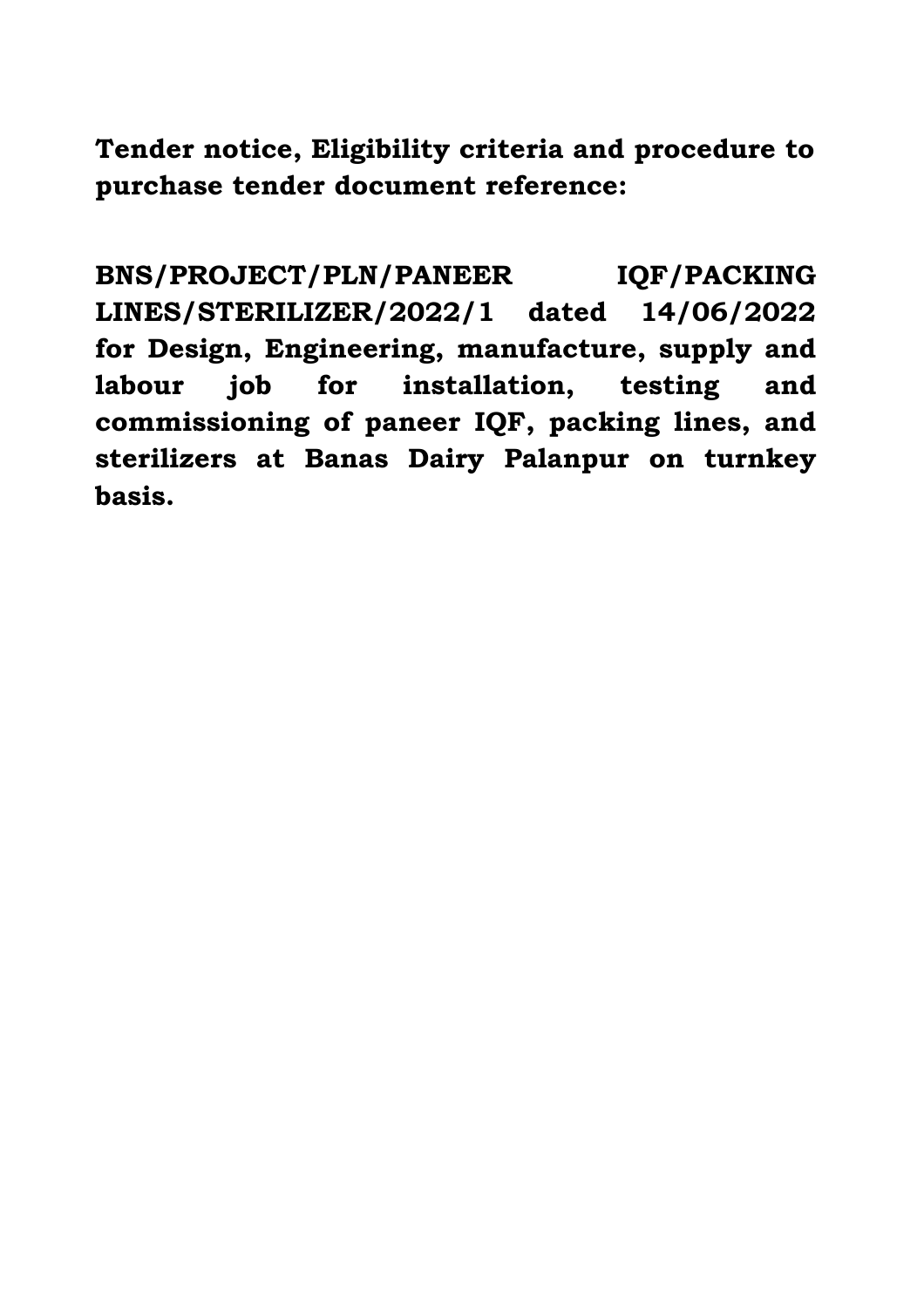**Tender notice, Eligibility criteria and procedure to purchase tender document reference:**

**BNS/PROJECT/PLN/PANEER IQF/PACKING LINES/STERILIZER/2022/1 dated 14/06/2022 for Design, Engineering, manufacture, supply and labour job for installation, testing and commissioning of paneer IQF, packing lines, and sterilizers at Banas Dairy Palanpur on turnkey basis.**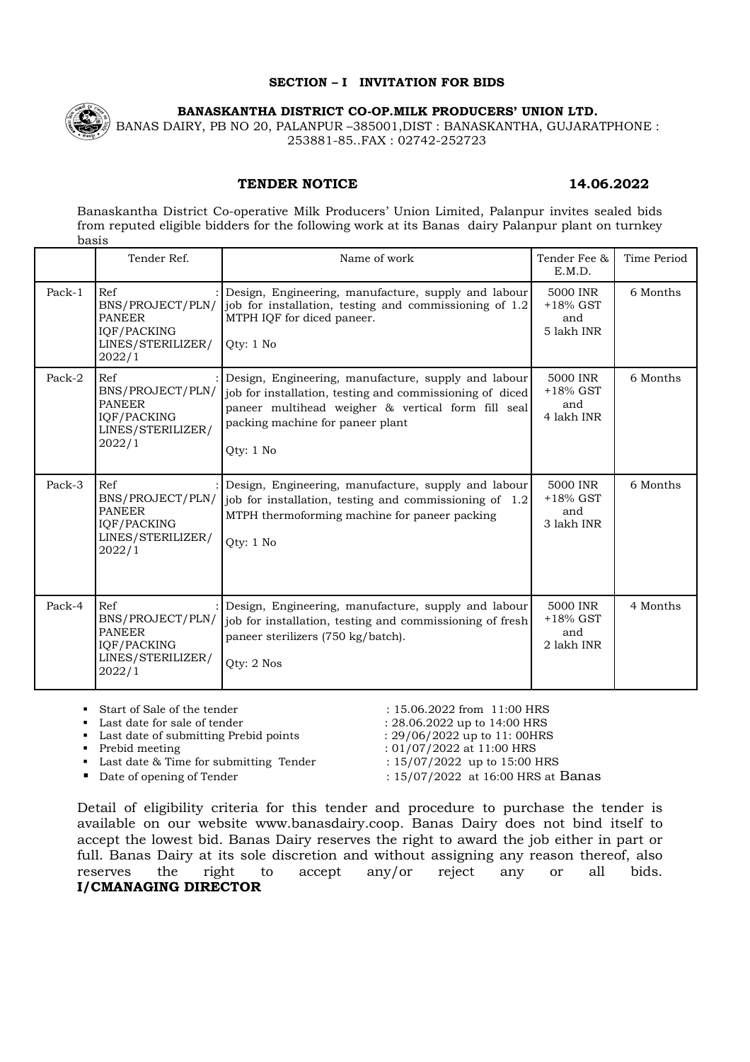**SECTION – I INVITATION FOR BIDS**

**BANASKANTHA DISTRICT CO-OP.MILK PRODUCERS' UNION LTD.**

BANAS DAIRY, PB NO 20, PALANPUR –385001,DIST : BANASKANTHA, GUJARATPHONE : 253881-85..FAX : 02742-252723

**TENDER NOTICE** **14.06.2022**

Banaskantha District Co-operative Milk Producers' Union Limited, Palanpur invites sealed bids from reputed eligible bidders for the following work at its Banas dairy Palanpur plant on turnkey basis

| | Tender Ref. | Name of work | Tender Fee & E.M.D. | Time Period |
|---|---|---|---|---|
| Pack-1 | Ref : BNS/PROJECT/PLN/ PANEER IQF/PACKING LINES/STERILIZER/ 2022/1 | Design, Engineering, manufacture, supply and labour job for installation, testing and commissioning of 1.2 MTPH IQF for diced paneer.<br><br>Qty: 1 No | 5000 INR +18% GST and 5 lakh INR | 6 Months |
| Pack-2 | Ref : BNS/PROJECT/PLN/ PANEER IQF/PACKING LINES/STERILIZER/ 2022/1 | Design, Engineering, manufacture, supply and labour job for installation, testing and commissioning of diced paneer multihead weigher & vertical form fill seal packing machine for paneer plant<br><br>Qty: 1 No | 5000 INR +18% GST and 4 lakh INR | 6 Months |
| Pack-3 | Ref : BNS/PROJECT/PLN/ PANEER IQF/PACKING LINES/STERILIZER/ 2022/1 | Design, Engineering, manufacture, supply and labour job for installation, testing and commissioning of 1.2 MTPH thermoforming machine for paneer packing<br><br>Qty: 1 No | 5000 INR +18% GST and 3 lakh INR | 6 Months |
| Pack-4 | Ref : BNS/PROJECT/PLN/ PANEER IQF/PACKING LINES/STERILIZER/ 2022/1 | Design, Engineering, manufacture, supply and labour job for installation, testing and commissioning of fresh paneer sterilizers (750 kg/batch).<br><br>Qty: 2 Nos | 5000 INR +18% GST and 2 lakh INR | 4 Months |

- Start of Sale of the tender : 15.06.2022 from 11:00 HRS
- Last date for sale of tender : 28.06.2022 up to 14:00 HRS
- Last date of submitting Prebid points : 29/06/2022 up to 11: 00HRS
- Prebid meeting : 01/07/2022 at 11:00 HRS
- Last date & Time for submitting Tender : 15/07/2022 up to 15:00 HRS
- Date of opening of Tender : 15/07/2022 at 16:00 HRS at Banas

Detail of eligibility criteria for this tender and procedure to purchase the tender is available on our website www.banasdairy.coop. Banas Dairy does not bind itself to accept the lowest bid. Banas Dairy reserves the right to award the job either in part or full. Banas Dairy at its sole discretion and without assigning any reason thereof, also reserves the right to accept any/or reject any or all bids.

**I/CMANAGING DIRECTOR**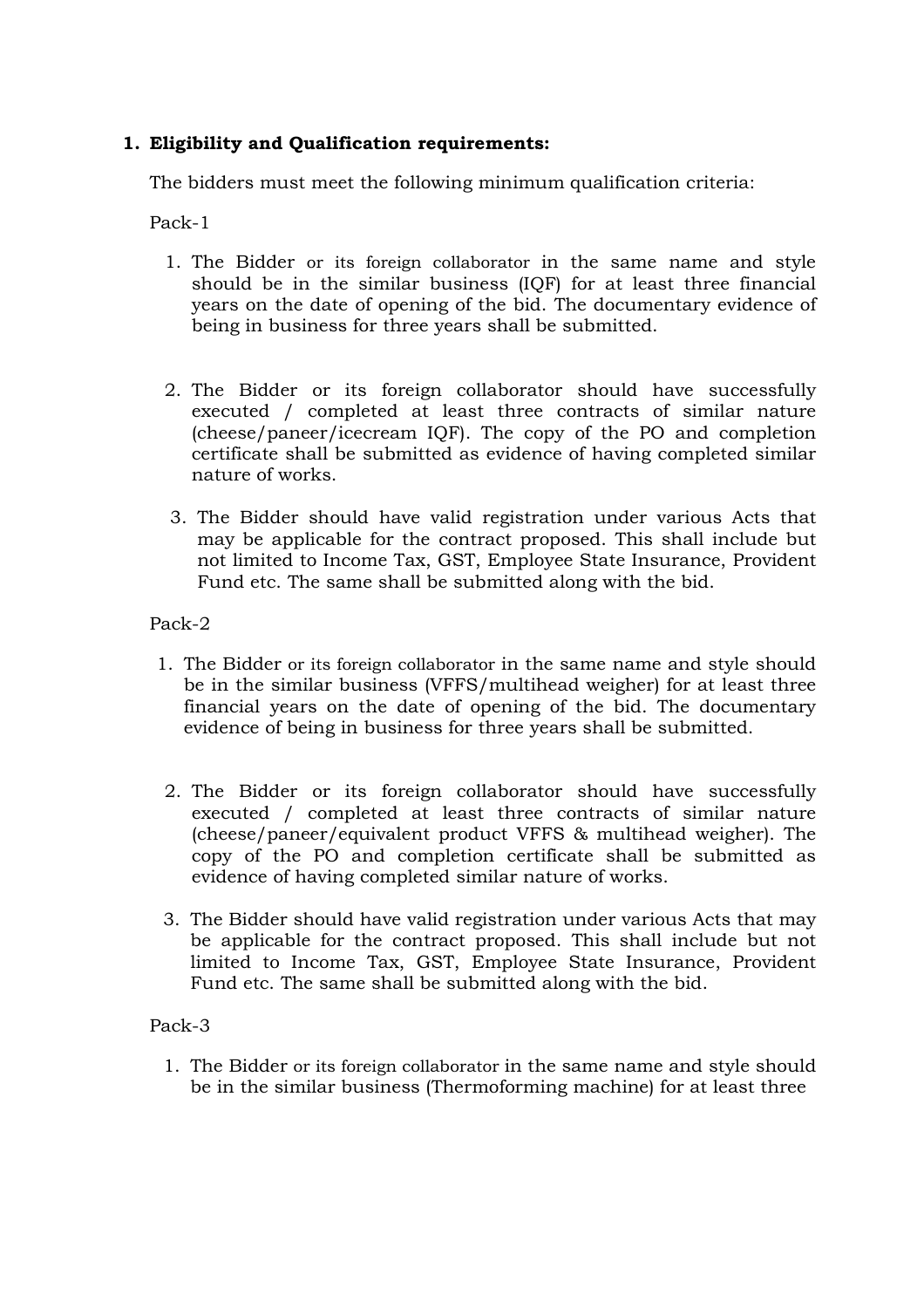1. **Eligibility and Qualification requirements:**

   The bidders must meet the following minimum qualification criteria:

   Pack-1

   1. The Bidder or its foreign collaborator in the same name and style should be in the similar business (IQF) for at least three financial years on the date of opening of the bid. The documentary evidence of being in business for three years shall be submitted.

   2. The Bidder or its foreign collaborator should have successfully executed / completed at least three contracts of similar nature (cheese/paneer/icecream IQF). The copy of the PO and completion certificate shall be submitted as evidence of having completed similar nature of works.

   3. The Bidder should have valid registration under various Acts that may be applicable for the contract proposed. This shall include but not limited to Income Tax, GST, Employee State Insurance, Provident Fund etc. The same shall be submitted along with the bid.

   Pack-2

   1. The Bidder or its foreign collaborator in the same name and style should be in the similar business (VFFS/multihead weigher) for at least three financial years on the date of opening of the bid. The documentary evidence of being in business for three years shall be submitted.

   2. The Bidder or its foreign collaborator should have successfully executed / completed at least three contracts of similar nature (cheese/paneer/equivalent product VFFS & multihead weigher). The copy of the PO and completion certificate shall be submitted as evidence of having completed similar nature of works.

   3. The Bidder should have valid registration under various Acts that may be applicable for the contract proposed. This shall include but not limited to Income Tax, GST, Employee State Insurance, Provident Fund etc. The same shall be submitted along with the bid.

   Pack-3

   1. The Bidder or its foreign collaborator in the same name and style should be in the similar business (Thermoforming machine) for at least three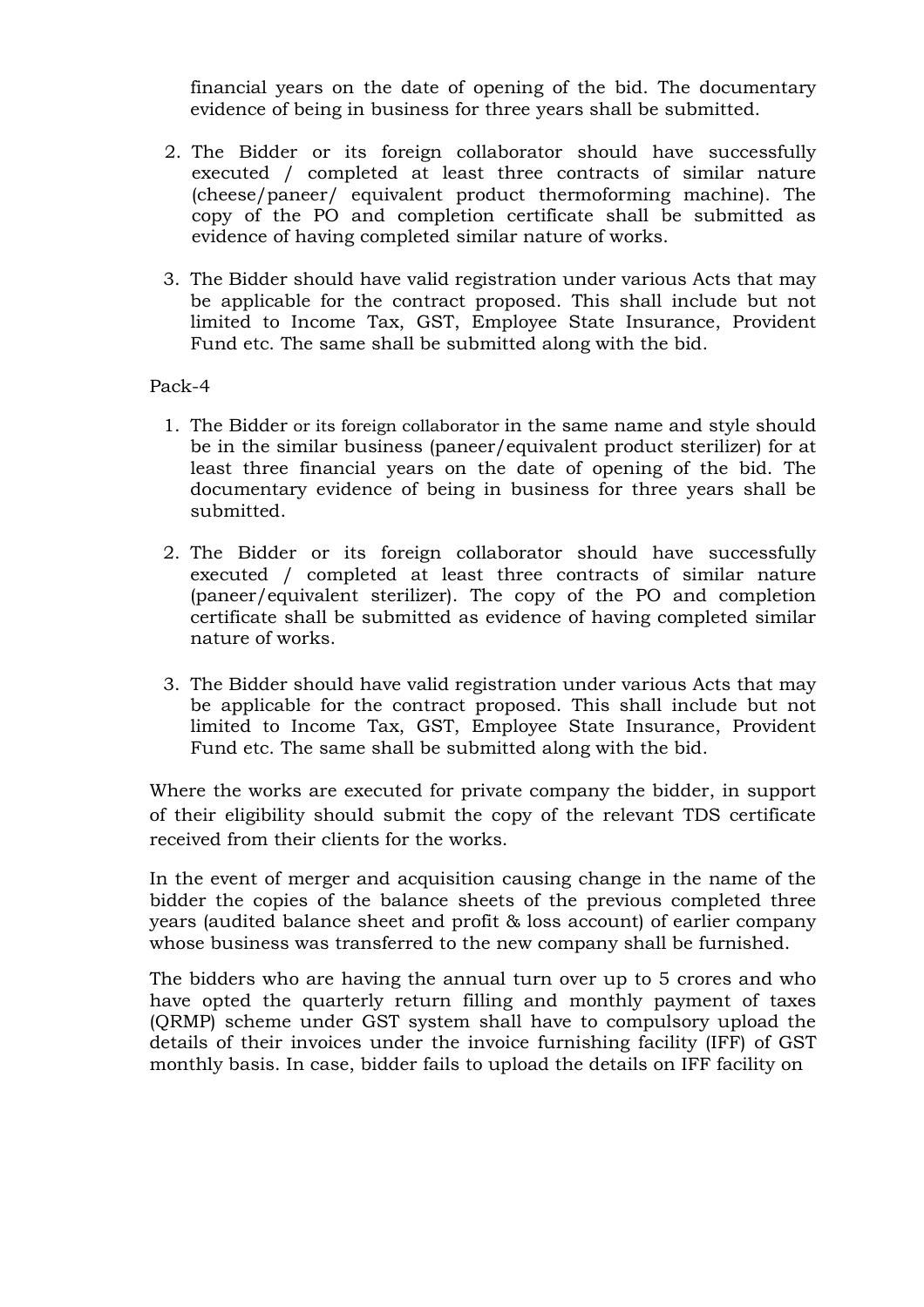financial years on the date of opening of the bid. The documentary evidence of being in business for three years shall be submitted.

2. The Bidder or its foreign collaborator should have successfully executed / completed at least three contracts of similar nature (cheese/paneer/ equivalent product thermoforming machine). The copy of the PO and completion certificate shall be submitted as evidence of having completed similar nature of works.

3. The Bidder should have valid registration under various Acts that may be applicable for the contract proposed. This shall include but not limited to Income Tax, GST, Employee State Insurance, Provident Fund etc. The same shall be submitted along with the bid.

Pack-4

1. The Bidder or its foreign collaborator in the same name and style should be in the similar business (paneer/equivalent product sterilizer) for at least three financial years on the date of opening of the bid. The documentary evidence of being in business for three years shall be submitted.

2. The Bidder or its foreign collaborator should have successfully executed / completed at least three contracts of similar nature (paneer/equivalent sterilizer). The copy of the PO and completion certificate shall be submitted as evidence of having completed similar nature of works.

3. The Bidder should have valid registration under various Acts that may be applicable for the contract proposed. This shall include but not limited to Income Tax, GST, Employee State Insurance, Provident Fund etc. The same shall be submitted along with the bid.

Where the works are executed for private company the bidder, in support of their eligibility should submit the copy of the relevant TDS certificate received from their clients for the works.

In the event of merger and acquisition causing change in the name of the bidder the copies of the balance sheets of the previous completed three years (audited balance sheet and profit & loss account) of earlier company whose business was transferred to the new company shall be furnished.

The bidders who are having the annual turn over up to 5 crores and who have opted the quarterly return filling and monthly payment of taxes (QRMP) scheme under GST system shall have to compulsory upload the details of their invoices under the invoice furnishing facility (IFF) of GST monthly basis. In case, bidder fails to upload the details on IFF facility on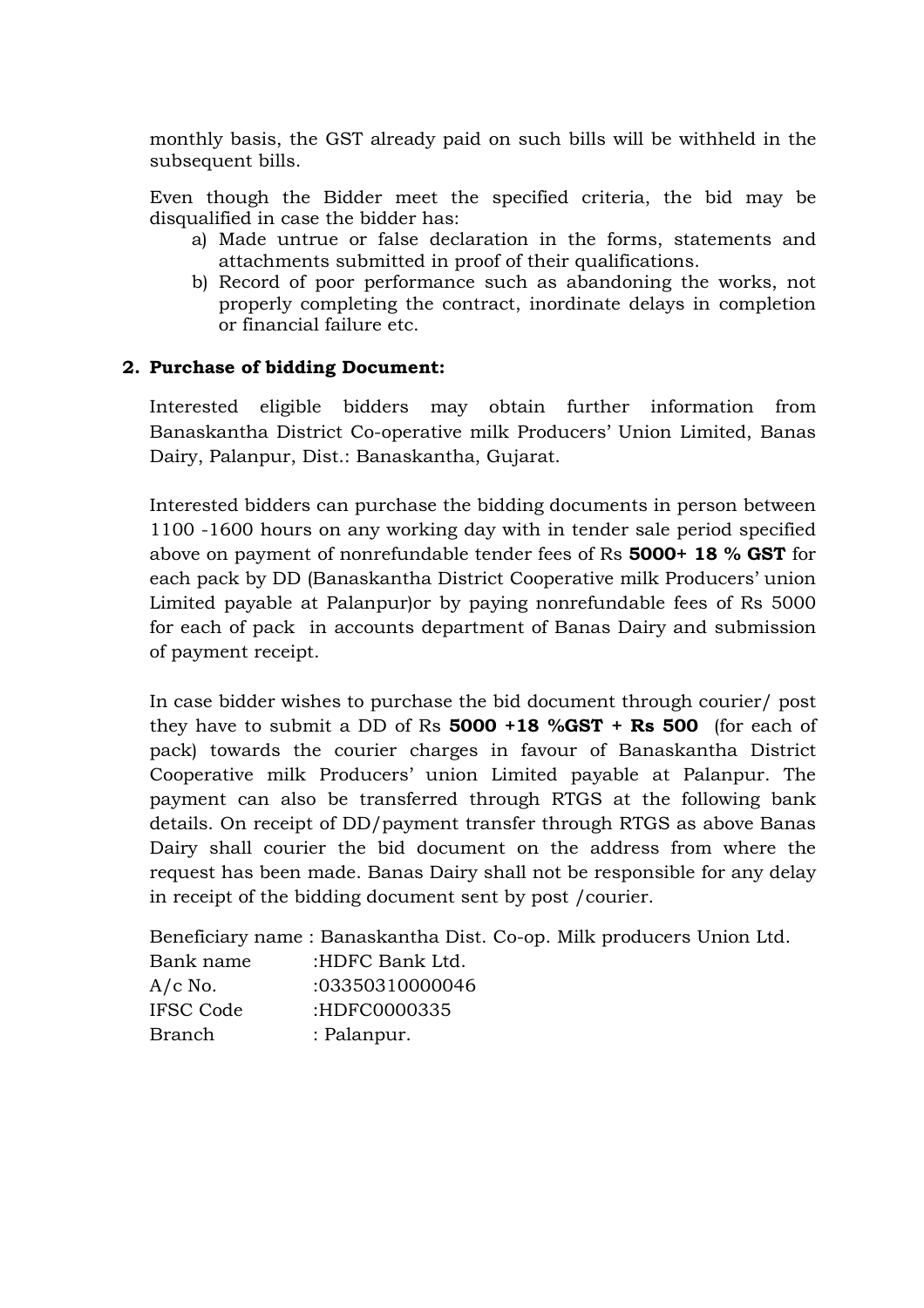monthly basis, the GST already paid on such bills will be withheld in the subsequent bills.

Even though the Bidder meet the specified criteria, the bid may be disqualified in case the bidder has:

a) Made untrue or false declaration in the forms, statements and attachments submitted in proof of their qualifications.
b) Record of poor performance such as abandoning the works, not properly completing the contract, inordinate delays in completion or financial failure etc.

**2. Purchase of bidding Document:**

Interested eligible bidders may obtain further information from Banaskantha District Co-operative milk Producers' Union Limited, Banas Dairy, Palanpur, Dist.: Banaskantha, Gujarat.

Interested bidders can purchase the bidding documents in person between 1100 -1600 hours on any working day with in tender sale period specified above on payment of nonrefundable tender fees of Rs **5000+ 18 % GST** for each pack by DD (Banaskantha District Cooperative milk Producers' union Limited payable at Palanpur)or by paying nonrefundable fees of Rs 5000 for each of pack in accounts department of Banas Dairy and submission of payment receipt.

In case bidder wishes to purchase the bid document through courier/ post they have to submit a DD of Rs **5000 +18 %GST + Rs 500** (for each of pack) towards the courier charges in favour of Banaskantha District Cooperative milk Producers' union Limited payable at Palanpur. The payment can also be transferred through RTGS at the following bank details. On receipt of DD/payment transfer through RTGS as above Banas Dairy shall courier the bid document on the address from where the request has been made. Banas Dairy shall not be responsible for any delay in receipt of the bidding document sent by post /courier.

Beneficiary name : Banaskantha Dist. Co-op. Milk producers Union Ltd.
Bank name :HDFC Bank Ltd.
A/c No. :03350310000046
IFSC Code :HDFC0000335
Branch : Palanpur.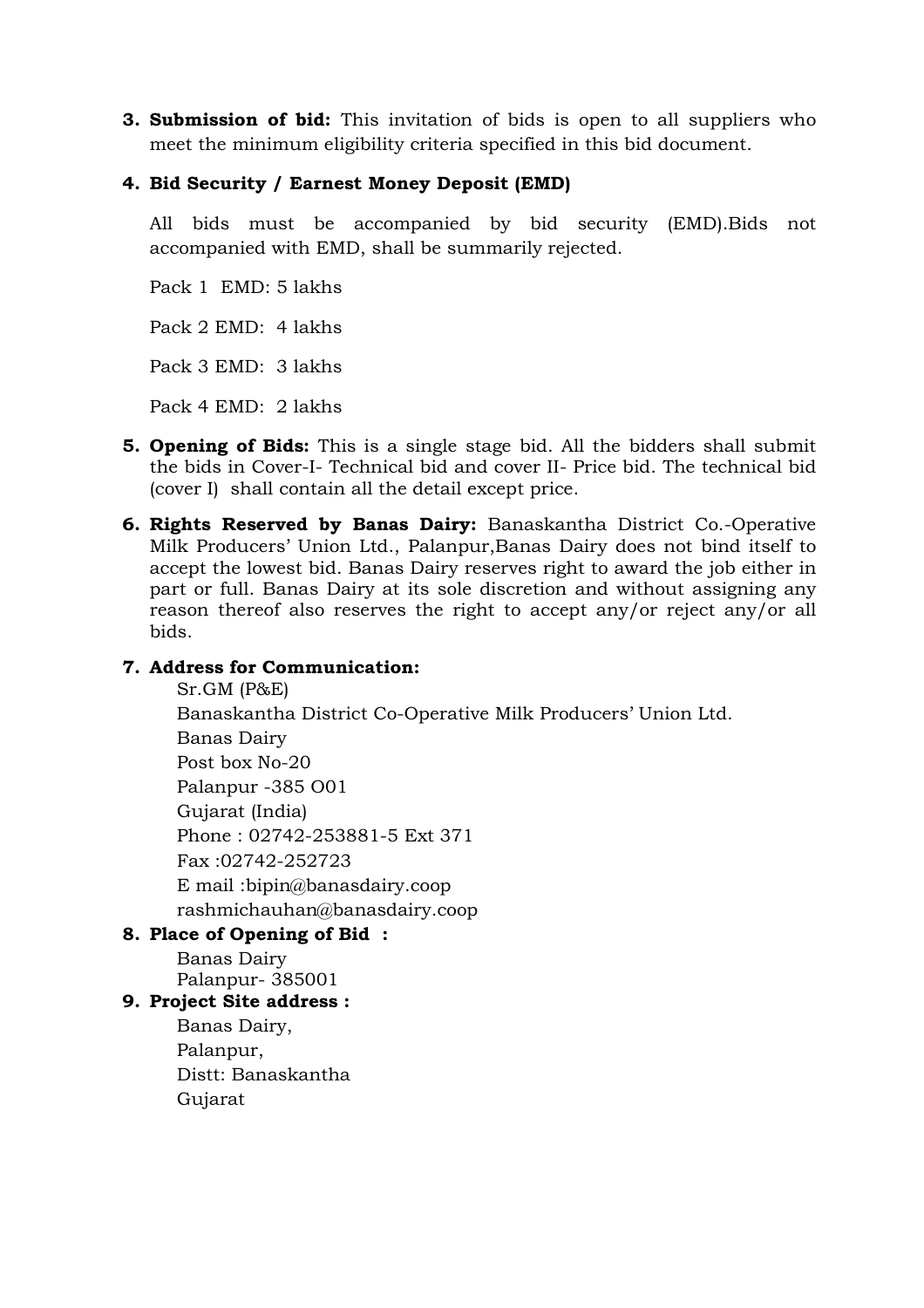3. **Submission of bid:** This invitation of bids is open to all suppliers who meet the minimum eligibility criteria specified in this bid document.

4. **Bid Security / Earnest Money Deposit (EMD)**

   All bids must be accompanied by bid security (EMD).Bids not accompanied with EMD, shall be summarily rejected.

   Pack 1 EMD: 5 lakhs

   Pack 2 EMD: 4 lakhs

   Pack 3 EMD: 3 lakhs

   Pack 4 EMD: 2 lakhs

5. **Opening of Bids:** This is a single stage bid. All the bidders shall submit the bids in Cover-I- Technical bid and cover II- Price bid. The technical bid (cover I) shall contain all the detail except price.

6. **Rights Reserved by Banas Dairy:** Banaskantha District Co.-Operative Milk Producers' Union Ltd., Palanpur,Banas Dairy does not bind itself to accept the lowest bid. Banas Dairy reserves right to award the job either in part or full. Banas Dairy at its sole discretion and without assigning any reason thereof also reserves the right to accept any/or reject any/or all bids.

7. **Address for Communication:**

   Sr.GM (P&E)
   Banaskantha District Co-Operative Milk Producers' Union Ltd.
   Banas Dairy
   Post box No-20
   Palanpur -385 O01
   Gujarat (India)
   Phone : 02742-253881-5 Ext 371
   Fax :02742-252723
   E mail :bipin@banasdairy.coop
   rashmichauhan@banasdairy.coop

8. **Place of Opening of Bid :**

   Banas Dairy
   Palanpur- 385001

9. **Project Site address :**

   Banas Dairy,
   Palanpur,
   Distt: Banaskantha
   Gujarat